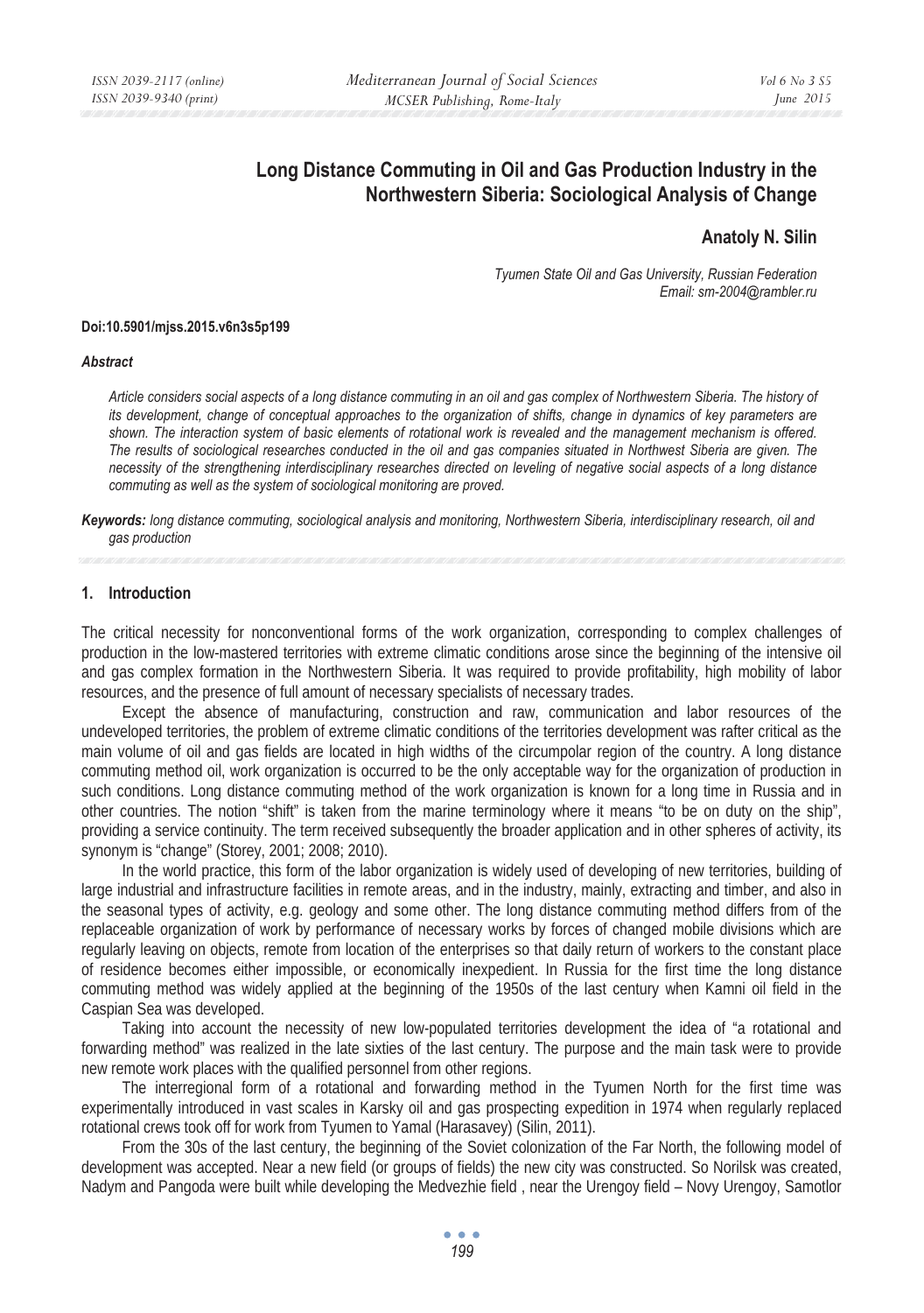# Long Distance Commuting in Oil and Gas Production Industry in the Northwestern Siberia: Sociological Analysis of Change

**Anatoly N. Silin**

*Tyumen State Oil and Gas University, Russian Federation*
*Email: sm-2004@rambler.ru*

**Doi:10.5901/mjss.2015.v6n3s5p199**

***Abstract***

*Article considers social aspects of a long distance commuting in an oil and gas complex of Northwestern Siberia. The history of its development, change of conceptual approaches to the organization of shifts, change in dynamics of key parameters are shown. The interaction system of basic elements of rotational work is revealed and the management mechanism is offered. The results of sociological researches conducted in the oil and gas companies situated in Northwest Siberia are given. The necessity of the strengthening interdisciplinary researches directed on leveling of negative social aspects of a long distance commuting as well as the system of sociological monitoring are proved.*

***Keywords:*** *long distance commuting, sociological analysis and monitoring, Northwestern Siberia, interdisciplinary research, oil and gas production*

## 1. Introduction

The critical necessity for nonconventional forms of the work organization, corresponding to complex challenges of production in the low-mastered territories with extreme climatic conditions arose since the beginning of the intensive oil and gas complex formation in the Northwestern Siberia. It was required to provide profitability, high mobility of labor resources, and the presence of full amount of necessary specialists of necessary trades.

Except the absence of manufacturing, construction and raw, communication and labor resources of the undeveloped territories, the problem of extreme climatic conditions of the territories development was rafter critical as the main volume of oil and gas fields are located in high widths of the circumpolar region of the country. A long distance commuting method oil, work organization is occurred to be the only acceptable way for the organization of production in such conditions. Long distance commuting method of the work organization is known for a long time in Russia and in other countries. The notion "shift" is taken from the marine terminology where it means "to be on duty on the ship", providing a service continuity. The term received subsequently the broader application and in other spheres of activity, its synonym is "change" (Storey, 2001; 2008; 2010).

In the world practice, this form of the labor organization is widely used of developing of new territories, building of large industrial and infrastructure facilities in remote areas, and in the industry, mainly, extracting and timber, and also in the seasonal types of activity, e.g. geology and some other. The long distance commuting method differs from of the replaceable organization of work by performance of necessary works by forces of changed mobile divisions which are regularly leaving on objects, remote from location of the enterprises so that daily return of workers to the constant place of residence becomes either impossible, or economically inexpedient. In Russia for the first time the long distance commuting method was widely applied at the beginning of the 1950s of the last century when Kamni oil field in the Caspian Sea was developed.

Taking into account the necessity of new low-populated territories development the idea of "a rotational and forwarding method" was realized in the late sixties of the last century. The purpose and the main task were to provide new remote work places with the qualified personnel from other regions.

The interregional form of a rotational and forwarding method in the Tyumen North for the first time was experimentally introduced in vast scales in Karsky oil and gas prospecting expedition in 1974 when regularly replaced rotational crews took off for work from Tyumen to Yamal (Harasavey) (Silin, 2011).

From the 30s of the last century, the beginning of the Soviet colonization of the Far North, the following model of development was accepted. Near a new field (or groups of fields) the new city was constructed. So Norilsk was created, Nadym and Pangoda were built while developing the Medvezhie field , near the Urengoy field – Novy Urengoy, Samotlor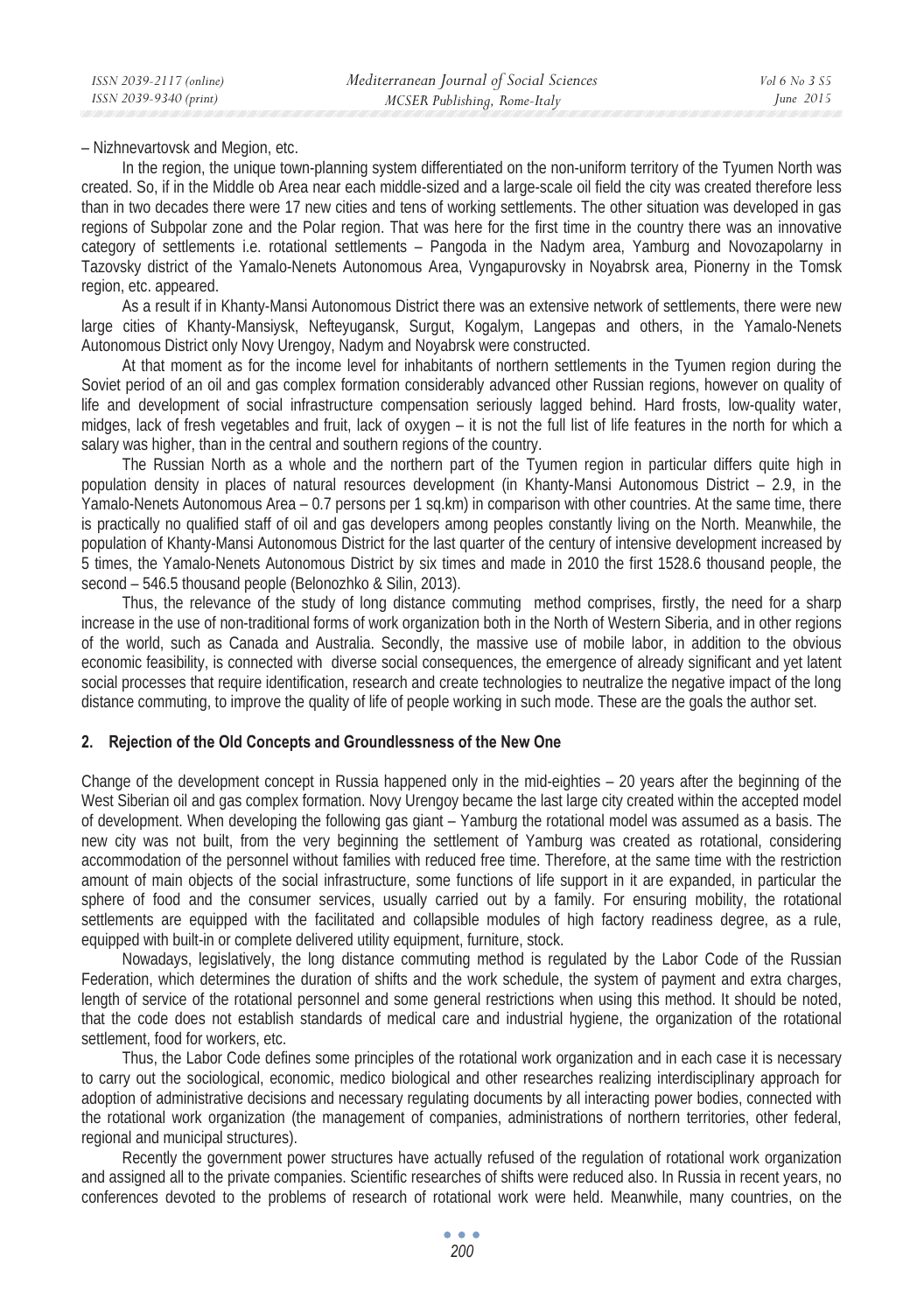– Nizhnevartovsk and Megion, etc.

In the region, the unique town-planning system differentiated on the non-uniform territory of the Tyumen North was created. So, if in the Middle ob Area near each middle-sized and a large-scale oil field the city was created therefore less than in two decades there were 17 new cities and tens of working settlements. The other situation was developed in gas regions of Subpolar zone and the Polar region. That was here for the first time in the country there was an innovative category of settlements i.e. rotational settlements – Pangoda in the Nadym area, Yamburg and Novozapolarny in Tazovsky district of the Yamalo-Nenets Autonomous Area, Vyngapurovsky in Noyabrsk area, Pionerny in the Tomsk region, etc. appeared.

As a result if in Khanty-Mansi Autonomous District there was an extensive network of settlements, there were new large cities of Khanty-Mansiysk, Nefteyugansk, Surgut, Kogalym, Langepas and others, in the Yamalo-Nenets Autonomous District only Novy Urengoy, Nadym and Noyabrsk were constructed.

At that moment as for the income level for inhabitants of northern settlements in the Tyumen region during the Soviet period of an oil and gas complex formation considerably advanced other Russian regions, however on quality of life and development of social infrastructure compensation seriously lagged behind. Hard frosts, low-quality water, midges, lack of fresh vegetables and fruit, lack of oxygen – it is not the full list of life features in the north for which a salary was higher, than in the central and southern regions of the country.

The Russian North as a whole and the northern part of the Tyumen region in particular differs quite high in population density in places of natural resources development (in Khanty-Mansi Autonomous District – 2.9, in the Yamalo-Nenets Autonomous Area – 0.7 persons per 1 sq.km) in comparison with other countries. At the same time, there is practically no qualified staff of oil and gas developers among peoples constantly living on the North. Meanwhile, the population of Khanty-Mansi Autonomous District for the last quarter of the century of intensive development increased by 5 times, the Yamalo-Nenets Autonomous District by six times and made in 2010 the first 1528.6 thousand people, the second – 546.5 thousand people (Belonozhko & Silin, 2013).

Thus, the relevance of the study of long distance commuting method comprises, firstly, the need for a sharp increase in the use of non-traditional forms of work organization both in the North of Western Siberia, and in other regions of the world, such as Canada and Australia. Secondly, the massive use of mobile labor, in addition to the obvious economic feasibility, is connected with diverse social consequences, the emergence of already significant and yet latent social processes that require identification, research and create technologies to neutralize the negative impact of the long distance commuting, to improve the quality of life of people working in such mode. These are the goals the author set.

## 2. Rejection of the Old Concepts and Groundlessness of the New One

Change of the development concept in Russia happened only in the mid-eighties – 20 years after the beginning of the West Siberian oil and gas complex formation. Novy Urengoy became the last large city created within the accepted model of development. When developing the following gas giant – Yamburg the rotational model was assumed as a basis. The new city was not built, from the very beginning the settlement of Yamburg was created as rotational, considering accommodation of the personnel without families with reduced free time. Therefore, at the same time with the restriction amount of main objects of the social infrastructure, some functions of life support in it are expanded, in particular the sphere of food and the consumer services, usually carried out by a family. For ensuring mobility, the rotational settlements are equipped with the facilitated and collapsible modules of high factory readiness degree, as a rule, equipped with built-in or complete delivered utility equipment, furniture, stock.

Nowadays, legislatively, the long distance commuting method is regulated by the Labor Code of the Russian Federation, which determines the duration of shifts and the work schedule, the system of payment and extra charges, length of service of the rotational personnel and some general restrictions when using this method. It should be noted, that the code does not establish standards of medical care and industrial hygiene, the organization of the rotational settlement, food for workers, etc.

Thus, the Labor Code defines some principles of the rotational work organization and in each case it is necessary to carry out the sociological, economic, medico biological and other researches realizing interdisciplinary approach for adoption of administrative decisions and necessary regulating documents by all interacting power bodies, connected with the rotational work organization (the management of companies, administrations of northern territories, other federal, regional and municipal structures).

Recently the government power structures have actually refused of the regulation of rotational work organization and assigned all to the private companies. Scientific researches of shifts were reduced also. In Russia in recent years, no conferences devoted to the problems of research of rotational work were held. Meanwhile, many countries, on the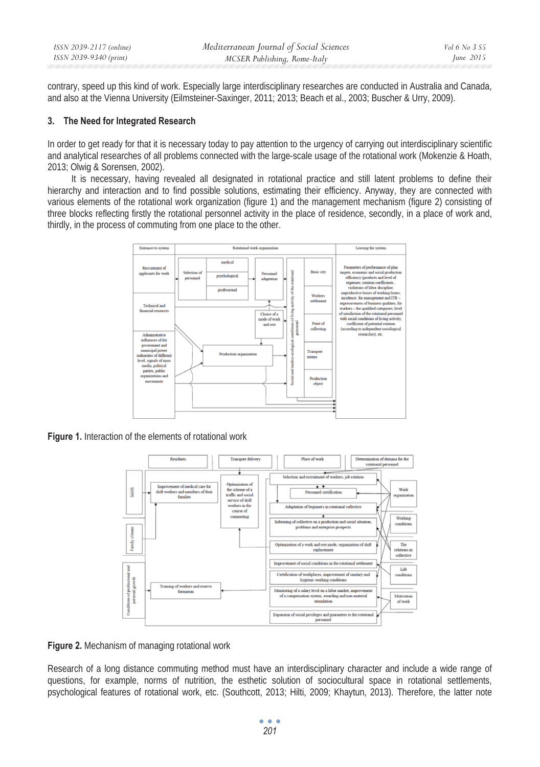contrary, speed up this kind of work. Especially large interdisciplinary researches are conducted in Australia and Canada, and also at the Vienna University (Eilmsteiner-Saxinger, 2011; 2013; Beach et al., 2003; Buscher & Urry, 2009).

### 3. The Need for Integrated Research

In order to get ready for that it is necessary today to pay attention to the urgency of carrying out interdisciplinary scientific and analytical researches of all problems connected with the large-scale usage of the rotational work (Mokenzie & Hoath, 2013; Olwig & Sorensen, 2002).

It is necessary, having revealed all designated in rotational practice and still latent problems to define their hierarchy and interaction and to find possible solutions, estimating their efficiency. Anyway, they are connected with various elements of the rotational work organization (figure 1) and the management mechanism (figure 2) consisting of three blocks reflecting firstly the rotational personnel activity in the place of residence, secondly, in a place of work and, thirdly, in the process of commuting from one place to the other.

**Figure 1.** Interaction of the elements of rotational work

**Figure 2.** Mechanism of managing rotational work

Research of a long distance commuting method must have an interdisciplinary character and include a wide range of questions, for example, norms of nutrition, the esthetic solution of sociocultural space in rotational settlements, psychological features of rotational work, etc. (Southcott, 2013; Hilti, 2009; Khaytun, 2013). Therefore, the latter note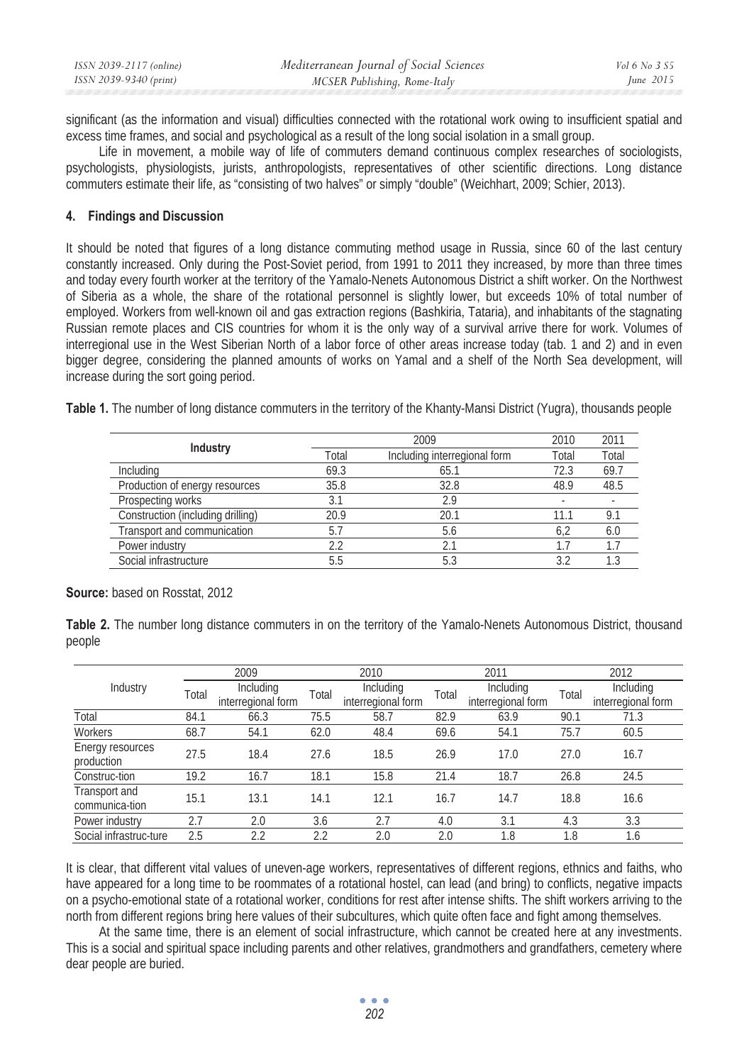significant (as the information and visual) difficulties connected with the rotational work owing to insufficient spatial and excess time frames, and social and psychological as a result of the long social isolation in a small group.

Life in movement, a mobile way of life of commuters demand continuous complex researches of sociologists, psychologists, physiologists, jurists, anthropologists, representatives of other scientific directions. Long distance commuters estimate their life, as "consisting of two halves" or simply "double" (Weichhart, 2009; Schier, 2013).

## 4. Findings and Discussion

It should be noted that figures of a long distance commuting method usage in Russia, since 60 of the last century constantly increased. Only during the Post-Soviet period, from 1991 to 2011 they increased, by more than three times and today every fourth worker at the territory of the Yamalo-Nenets Autonomous District a shift worker. On the Northwest of Siberia as a whole, the share of the rotational personnel is slightly lower, but exceeds 10% of total number of employed. Workers from well-known oil and gas extraction regions (Bashkiria, Tataria), and inhabitants of the stagnating Russian remote places and CIS countries for whom it is the only way of a survival arrive there for work. Volumes of interregional use in the West Siberian North of a labor force of other areas increase today (tab. 1 and 2) and in even bigger degree, considering the planned amounts of works on Yamal and a shelf of the North Sea development, will increase during the sort going period.

**Table 1.** The number of long distance commuters in the territory of the Khanty-Mansi District (Yugra), thousands people

| Industry | 2009 | | 2010 | 2011 |
|---|---|---|---|---|
| | Total | Including interregional form | Total | Total |
| Including | 69.3 | 65.1 | 72.3 | 69.7 |
| Production of energy resources | 35.8 | 32.8 | 48.9 | 48.5 |
| Prospecting works | 3.1 | 2.9 | - | - |
| Construction (including drilling) | 20.9 | 20.1 | 11.1 | 9.1 |
| Transport and communication | 5.7 | 5.6 | 6,2 | 6.0 |
| Power industry | 2.2 | 2.1 | 1.7 | 1.7 |
| Social infrastructure | 5.5 | 5.3 | 3.2 | 1.3 |

**Source:** based on Rosstat, 2012

**Table 2.** The number long distance commuters in on the territory of the Yamalo-Nenets Autonomous District, thousand people

| Industry | 2009 | | 2010 | | 2011 | | 2012 | |
|---|---|---|---|---|---|---|---|---|
| | Total | Including interregional form | Total | Including interregional form | Total | Including interregional form | Total | Including interregional form |
| Total | 84.1 | 66.3 | 75.5 | 58.7 | 82.9 | 63.9 | 90.1 | 71.3 |
| Workers | 68.7 | 54.1 | 62.0 | 48.4 | 69.6 | 54.1 | 75.7 | 60.5 |
| Energy resources production | 27.5 | 18.4 | 27.6 | 18.5 | 26.9 | 17.0 | 27.0 | 16.7 |
| Construc-tion | 19.2 | 16.7 | 18.1 | 15.8 | 21.4 | 18.7 | 26.8 | 24.5 |
| Transport and communica-tion | 15.1 | 13.1 | 14.1 | 12.1 | 16.7 | 14.7 | 18.8 | 16.6 |
| Power industry | 2.7 | 2.0 | 3.6 | 2.7 | 4.0 | 3.1 | 4.3 | 3.3 |
| Social infrastruc-ture | 2.5 | 2.2 | 2.2 | 2.0 | 2.0 | 1.8 | 1.8 | 1.6 |

It is clear, that different vital values of uneven-age workers, representatives of different regions, ethnics and faiths, who have appeared for a long time to be roommates of a rotational hostel, can lead (and bring) to conflicts, negative impacts on a psycho-emotional state of a rotational worker, conditions for rest after intense shifts. The shift workers arriving to the north from different regions bring here values of their subcultures, which quite often face and fight among themselves.

At the same time, there is an element of social infrastructure, which cannot be created here at any investments. This is a social and spiritual space including parents and other relatives, grandmothers and grandfathers, cemetery where dear people are buried.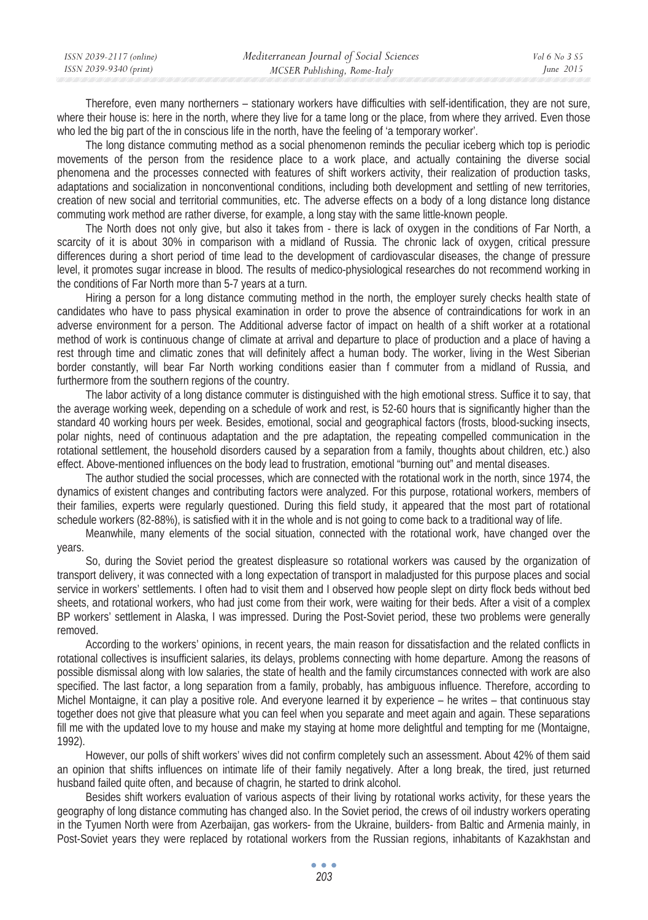Therefore, even many northerners – stationary workers have difficulties with self-identification, they are not sure, where their house is: here in the north, where they live for a tame long or the place, from where they arrived. Even those who led the big part of the in conscious life in the north, have the feeling of 'a temporary worker'.

The long distance commuting method as a social phenomenon reminds the peculiar iceberg which top is periodic movements of the person from the residence place to a work place, and actually containing the diverse social phenomena and the processes connected with features of shift workers activity, their realization of production tasks, adaptations and socialization in nonconventional conditions, including both development and settling of new territories, creation of new social and territorial communities, etc. The adverse effects on a body of a long distance long distance commuting work method are rather diverse, for example, a long stay with the same little-known people.

The North does not only give, but also it takes from - there is lack of oxygen in the conditions of Far North, a scarcity of it is about 30% in comparison with a midland of Russia. The chronic lack of oxygen, critical pressure differences during a short period of time lead to the development of cardiovascular diseases, the change of pressure level, it promotes sugar increase in blood. The results of medico-physiological researches do not recommend working in the conditions of Far North more than 5-7 years at a turn.

Hiring a person for a long distance commuting method in the north, the employer surely checks health state of candidates who have to pass physical examination in order to prove the absence of contraindications for work in an adverse environment for a person. The Additional adverse factor of impact on health of a shift worker at a rotational method of work is continuous change of climate at arrival and departure to place of production and a place of having a rest through time and climatic zones that will definitely affect a human body. The worker, living in the West Siberian border constantly, will bear Far North working conditions easier than f commuter from a midland of Russia, and furthermore from the southern regions of the country.

The labor activity of a long distance commuter is distinguished with the high emotional stress. Suffice it to say, that the average working week, depending on a schedule of work and rest, is 52-60 hours that is significantly higher than the standard 40 working hours per week. Besides, emotional, social and geographical factors (frosts, blood-sucking insects, polar nights, need of continuous adaptation and the pre adaptation, the repeating compelled communication in the rotational settlement, the household disorders caused by a separation from a family, thoughts about children, etc.) also effect. Above-mentioned influences on the body lead to frustration, emotional "burning out" and mental diseases.

The author studied the social processes, which are connected with the rotational work in the north, since 1974, the dynamics of existent changes and contributing factors were analyzed. For this purpose, rotational workers, members of their families, experts were regularly questioned. During this field study, it appeared that the most part of rotational schedule workers (82-88%), is satisfied with it in the whole and is not going to come back to a traditional way of life.

Meanwhile, many elements of the social situation, connected with the rotational work, have changed over the years.

So, during the Soviet period the greatest displeasure so rotational workers was caused by the organization of transport delivery, it was connected with a long expectation of transport in maladjusted for this purpose places and social service in workers' settlements. I often had to visit them and I observed how people slept on dirty flock beds without bed sheets, and rotational workers, who had just come from their work, were waiting for their beds. After a visit of a complex BP workers' settlement in Alaska, I was impressed. During the Post-Soviet period, these two problems were generally removed.

According to the workers' opinions, in recent years, the main reason for dissatisfaction and the related conflicts in rotational collectives is insufficient salaries, its delays, problems connecting with home departure. Among the reasons of possible dismissal along with low salaries, the state of health and the family circumstances connected with work are also specified. The last factor, a long separation from a family, probably, has ambiguous influence. Therefore, according to Michel Montaigne, it can play a positive role. And everyone learned it by experience – he writes – that continuous stay together does not give that pleasure what you can feel when you separate and meet again and again. These separations fill me with the updated love to my house and make my staying at home more delightful and tempting for me (Montaigne, 1992).

However, our polls of shift workers' wives did not confirm completely such an assessment. About 42% of them said an opinion that shifts influences on intimate life of their family negatively. After a long break, the tired, just returned husband failed quite often, and because of chagrin, he started to drink alcohol.

Besides shift workers evaluation of various aspects of their living by rotational works activity, for these years the geography of long distance commuting has changed also. In the Soviet period, the crews of oil industry workers operating in the Tyumen North were from Azerbaijan, gas workers- from the Ukraine, builders- from Baltic and Armenia mainly, in Post-Soviet years they were replaced by rotational workers from the Russian regions, inhabitants of Kazakhstan and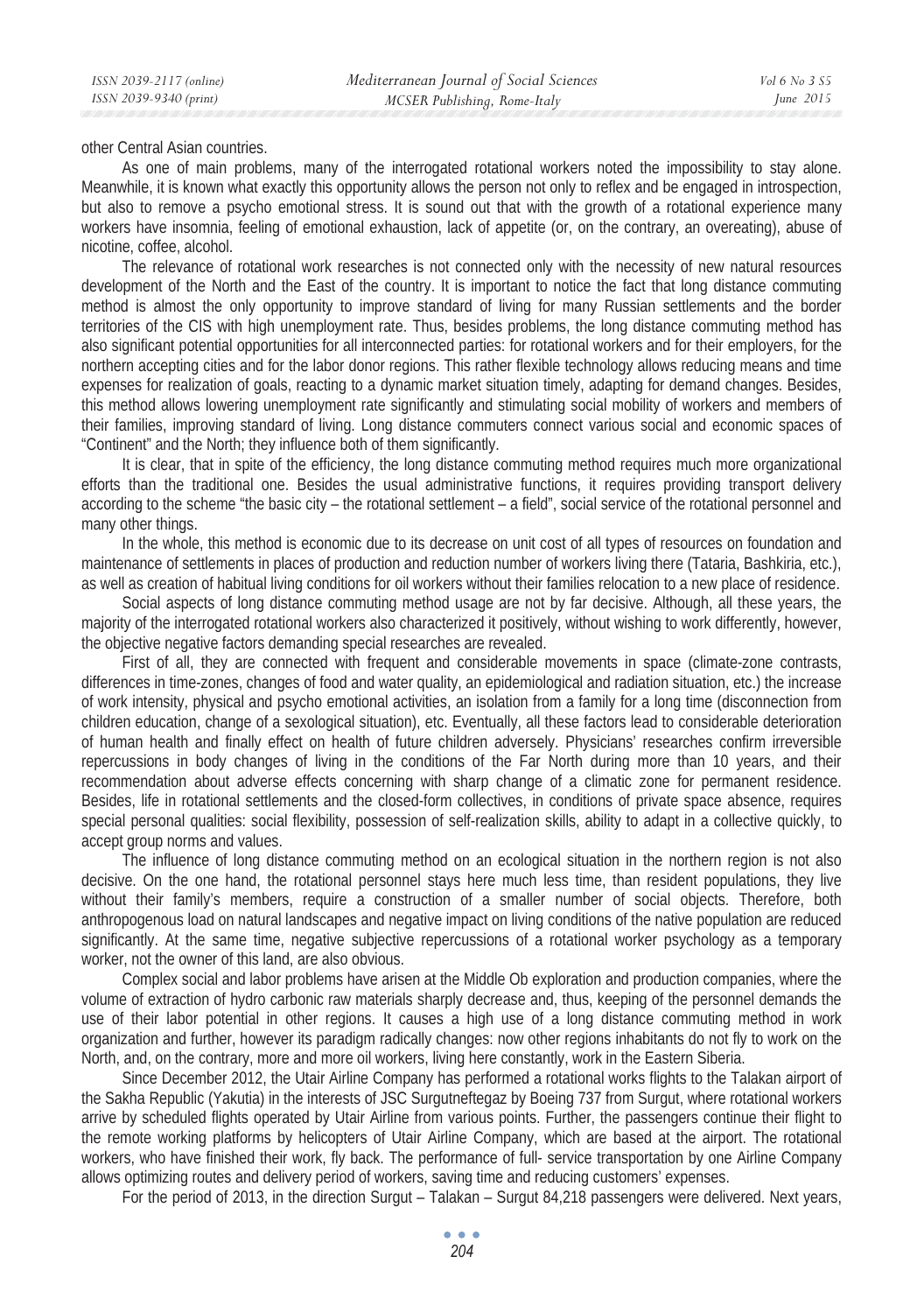other Central Asian countries.

As one of main problems, many of the interrogated rotational workers noted the impossibility to stay alone. Meanwhile, it is known what exactly this opportunity allows the person not only to reflex and be engaged in introspection, but also to remove a psycho emotional stress. It is sound out that with the growth of a rotational experience many workers have insomnia, feeling of emotional exhaustion, lack of appetite (or, on the contrary, an overeating), abuse of nicotine, coffee, alcohol.

The relevance of rotational work researches is not connected only with the necessity of new natural resources development of the North and the East of the country. It is important to notice the fact that long distance commuting method is almost the only opportunity to improve standard of living for many Russian settlements and the border territories of the CIS with high unemployment rate. Thus, besides problems, the long distance commuting method has also significant potential opportunities for all interconnected parties: for rotational workers and for their employers, for the northern accepting cities and for the labor donor regions. This rather flexible technology allows reducing means and time expenses for realization of goals, reacting to a dynamic market situation timely, adapting for demand changes. Besides, this method allows lowering unemployment rate significantly and stimulating social mobility of workers and members of their families, improving standard of living. Long distance commuters connect various social and economic spaces of "Continent" and the North; they influence both of them significantly.

It is clear, that in spite of the efficiency, the long distance commuting method requires much more organizational efforts than the traditional one. Besides the usual administrative functions, it requires providing transport delivery according to the scheme "the basic city – the rotational settlement – a field", social service of the rotational personnel and many other things.

In the whole, this method is economic due to its decrease on unit cost of all types of resources on foundation and maintenance of settlements in places of production and reduction number of workers living there (Tataria, Bashkiria, etc.), as well as creation of habitual living conditions for oil workers without their families relocation to a new place of residence.

Social aspects of long distance commuting method usage are not by far decisive. Although, all these years, the majority of the interrogated rotational workers also characterized it positively, without wishing to work differently, however, the objective negative factors demanding special researches are revealed.

First of all, they are connected with frequent and considerable movements in space (climate-zone contrasts, differences in time-zones, changes of food and water quality, an epidemiological and radiation situation, etc.) the increase of work intensity, physical and psycho emotional activities, an isolation from a family for a long time (disconnection from children education, change of a sexological situation), etc. Eventually, all these factors lead to considerable deterioration of human health and finally effect on health of future children adversely. Physicians' researches confirm irreversible repercussions in body changes of living in the conditions of the Far North during more than 10 years, and their recommendation about adverse effects concerning with sharp change of a climatic zone for permanent residence. Besides, life in rotational settlements and the closed-form collectives, in conditions of private space absence, requires special personal qualities: social flexibility, possession of self-realization skills, ability to adapt in a collective quickly, to accept group norms and values.

The influence of long distance commuting method on an ecological situation in the northern region is not also decisive. On the one hand, the rotational personnel stays here much less time, than resident populations, they live without their family's members, require a construction of a smaller number of social objects. Therefore, both anthropogenous load on natural landscapes and negative impact on living conditions of the native population are reduced significantly. At the same time, negative subjective repercussions of a rotational worker psychology as a temporary worker, not the owner of this land, are also obvious.

Complex social and labor problems have arisen at the Middle Ob exploration and production companies, where the volume of extraction of hydro carbonic raw materials sharply decrease and, thus, keeping of the personnel demands the use of their labor potential in other regions. It causes a high use of a long distance commuting method in work organization and further, however its paradigm radically changes: now other regions inhabitants do not fly to work on the North, and, on the contrary, more and more oil workers, living here constantly, work in the Eastern Siberia.

Since December 2012, the Utair Airline Company has performed a rotational works flights to the Talakan airport of the Sakha Republic (Yakutia) in the interests of JSC Surgutneftegaz by Boeing 737 from Surgut, where rotational workers arrive by scheduled flights operated by Utair Airline from various points. Further, the passengers continue their flight to the remote working platforms by helicopters of Utair Airline Company, which are based at the airport. The rotational workers, who have finished their work, fly back. The performance of full- service transportation by one Airline Company allows optimizing routes and delivery period of workers, saving time and reducing customers' expenses.

For the period of 2013, in the direction Surgut – Talakan – Surgut 84,218 passengers were delivered. Next years,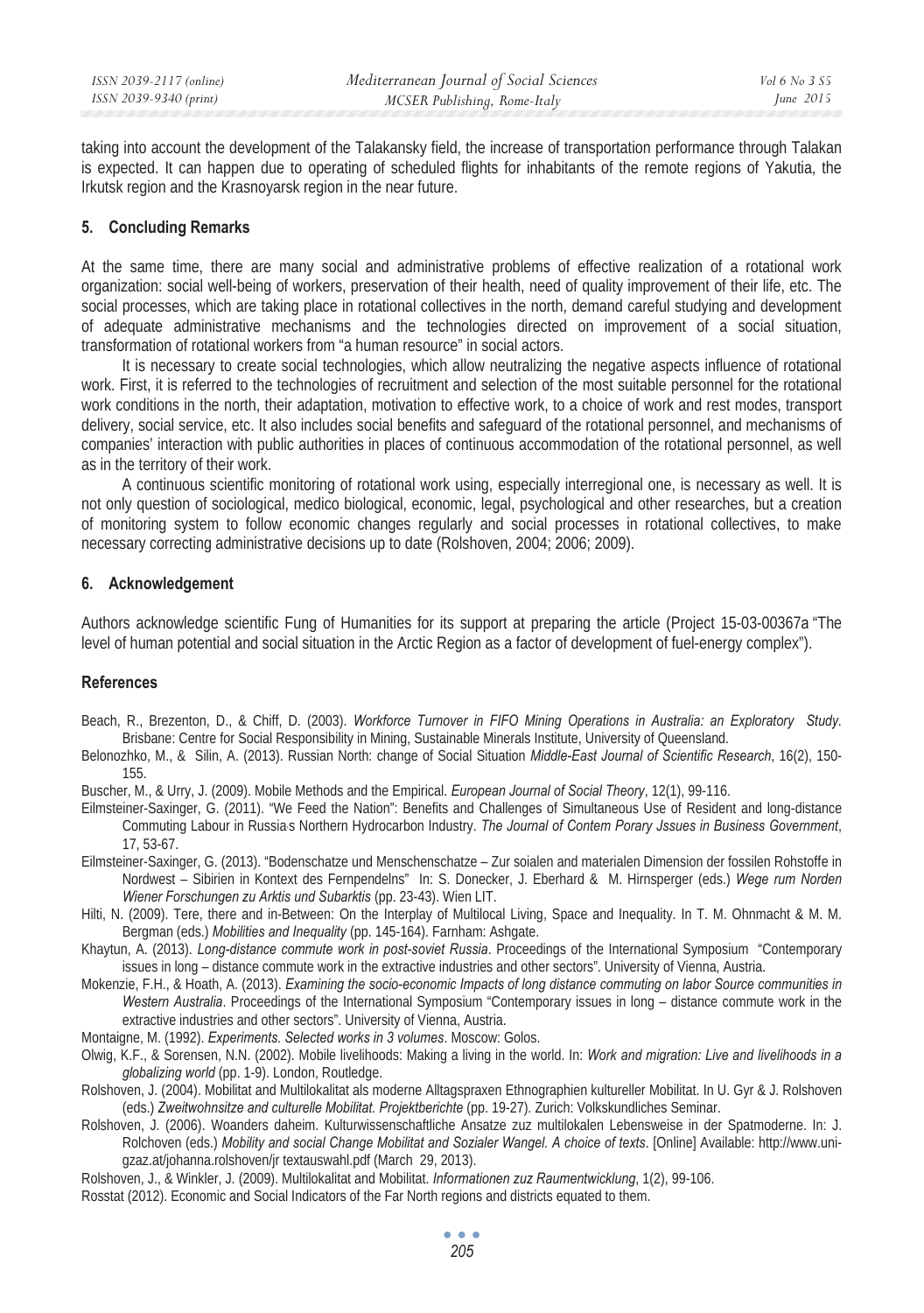taking into account the development of the Talakansky field, the increase of transportation performance through Talakan is expected. It can happen due to operating of scheduled flights for inhabitants of the remote regions of Yakutia, the Irkutsk region and the Krasnoyarsk region in the near future.

## 5. Concluding Remarks

At the same time, there are many social and administrative problems of effective realization of a rotational work organization: social well-being of workers, preservation of their health, need of quality improvement of their life, etc. The social processes, which are taking place in rotational collectives in the north, demand careful studying and development of adequate administrative mechanisms and the technologies directed on improvement of a social situation, transformation of rotational workers from "a human resource" in social actors.

It is necessary to create social technologies, which allow neutralizing the negative aspects influence of rotational work. First, it is referred to the technologies of recruitment and selection of the most suitable personnel for the rotational work conditions in the north, their adaptation, motivation to effective work, to a choice of work and rest modes, transport delivery, social service, etc. It also includes social benefits and safeguard of the rotational personnel, and mechanisms of companies' interaction with public authorities in places of continuous accommodation of the rotational personnel, as well as in the territory of their work.

A continuous scientific monitoring of rotational work using, especially interregional one, is necessary as well. It is not only question of sociological, medico biological, economic, legal, psychological and other researches, but a creation of monitoring system to follow economic changes regularly and social processes in rotational collectives, to make necessary correcting administrative decisions up to date (Rolshoven, 2004; 2006; 2009).

## 6. Acknowledgement

Authors acknowledge scientific Fung of Humanities for its support at preparing the article (Project 15-03-00367a "The level of human potential and social situation in the Arctic Region as a factor of development of fuel-energy complex").

## References

Beach, R., Brezenton, D., & Chiff, D. (2003). *Workforce Turnover in FIFO Mining Operations in Australia: an Exploratory Study*. Brisbane: Centre for Social Responsibility in Mining, Sustainable Minerals Institute, University of Queensland.

Belonozhko, M., & Silin, A. (2013). Russian North: change of Social Situation *Middle-East Journal of Scientific Research*, 16(2), 150-155.

Buscher, M., & Urry, J. (2009). Mobile Methods and the Empirical. *European Journal of Social Theory*, 12(1), 99-116.

Eilmsteiner-Saxinger, G. (2011). "We Feed the Nation": Benefits and Challenges of Simultaneous Use of Resident and long-distance Commuting Labour in Russia's Northern Hydrocarbon Industry. *The Journal of Contem Porary Jssues in Business Government*, 17, 53-67.

Eilmsteiner-Saxinger, G. (2013). "Bodenschatze und Menschenschatze – Zur soialen and materialen Dimension der fossilen Rohstoffe in Nordwest – Sibirien in Kontext des Fernpendelns" In: S. Donecker, J. Eberhard & M. Hirnsperger (eds.) *Wege rum Norden Wiener Forschungen zu Arktis und Subarktis* (pp. 23-43). Wien LIT.

Hilti, N. (2009). Tere, there and in-Between: On the Interplay of Multilocal Living, Space and Inequality. In T. M. Ohnmacht & M. M. Bergman (eds.) *Mobilities and Inequality* (pp. 145-164). Farnham: Ashgate.

Khaytun, A. (2013). *Long-distance commute work in post-soviet Russia*. Proceedings of the International Symposium "Contemporary issues in long – distance commute work in the extractive industries and other sectors". University of Vienna, Austria.

Mokenzie, F.H., & Hoath, A. (2013). *Examining the socio-economic Impacts of long distance commuting on labor Source communities in Western Australia*. Proceedings of the International Symposium "Contemporary issues in long – distance commute work in the extractive industries and other sectors". University of Vienna, Austria.

Montaigne, M. (1992). *Experiments. Selected works in 3 volumes*. Moscow: Golos.

Olwig, K.F., & Sorensen, N.N. (2002). Mobile livelihoods: Making a living in the world. In: *Work and migration: Live and livelihoods in a globalizing world* (pp. 1-9). London, Routledge.

Rolshoven, J. (2004). Mobilitat and Multilokalitat als moderne Alltagspraxen Ethnographien kultureller Mobilitat. In U. Gyr & J. Rolshoven (eds.) *Zweitwohnsitze and culturelle Mobilitat. Projektberichte* (pp. 19-27). Zurich: Volkskundliches Seminar.

Rolshoven, J. (2006). Woanders daheim. Kulturwissenschaftliche Ansatze zuz multilokalen Lebensweise in der Spatmoderne. In: J. Rolchoven (eds.) *Mobility and social Change Mobilitat and Sozialer Wangel. A choice of texts*. [Online] Available: http://www.uni-gzaz.at/johanna.rolshoven/jr textauswahl.pdf (March 29, 2013).

Rolshoven, J., & Winkler, J. (2009). Multilokalitat and Mobilitat. *Informationen zuz Raumentwicklung*, 1(2), 99-106.

Rosstat (2012). Economic and Social Indicators of the Far North regions and districts equated to them.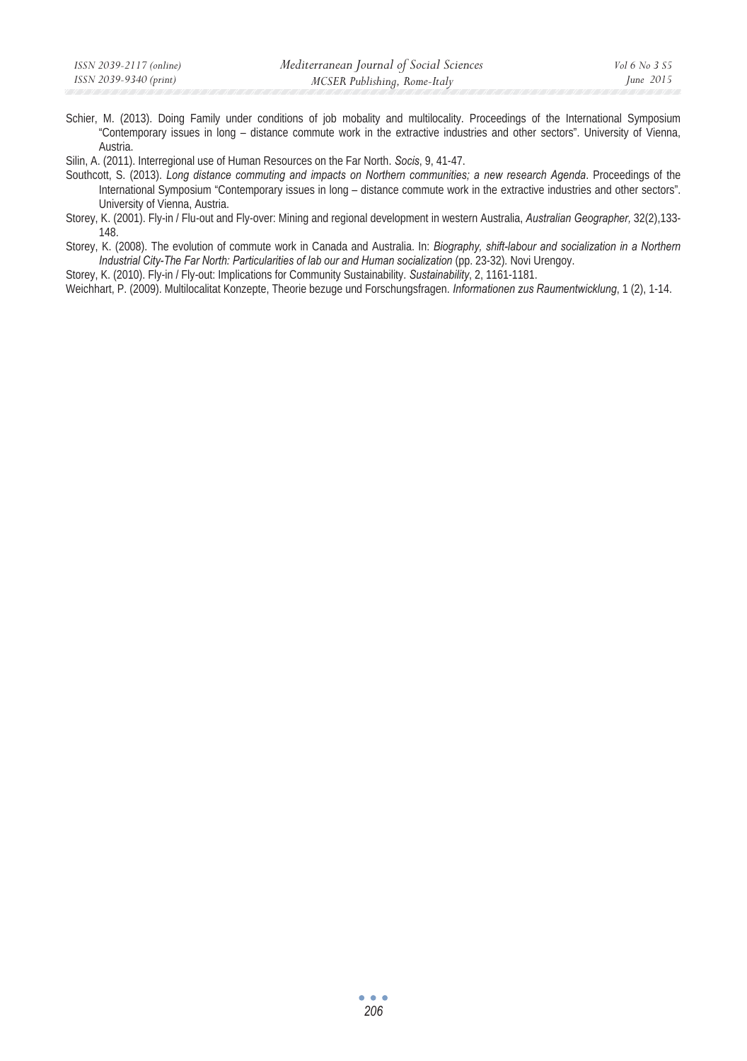Schier, M. (2013). Doing Family under conditions of job mobality and multilocality. Proceedings of the International Symposium "Contemporary issues in long – distance commute work in the extractive industries and other sectors". University of Vienna, Austria.

Silin, A. (2011). Interregional use of Human Resources on the Far North. *Socis*, 9, 41-47.

Southcott, S. (2013). *Long distance commuting and impacts on Northern communities; a new research Agenda*. Proceedings of the International Symposium "Contemporary issues in long – distance commute work in the extractive industries and other sectors". University of Vienna, Austria.

Storey, K. (2001). Fly-in / Flu-out and Fly-over: Mining and regional development in western Australia, *Australian Geographer,* 32(2),133-148.

Storey, K. (2008). The evolution of commute work in Canada and Australia. In: *Biography, shift-labour and socialization in a Northern Industrial City-The Far North: Particularities of lab our and Human socialization* (pp. 23-32). Novi Urengoy.

Storey, K. (2010). Fly-in / Fly-out: Implications for Community Sustainability. *Sustainability*, 2, 1161-1181.

Weichhart, P. (2009). Multilocalitat Konzepte, Theorie bezuge und Forschungsfragen. *Informationen zus Raumentwicklung*, 1 (2), 1-14.